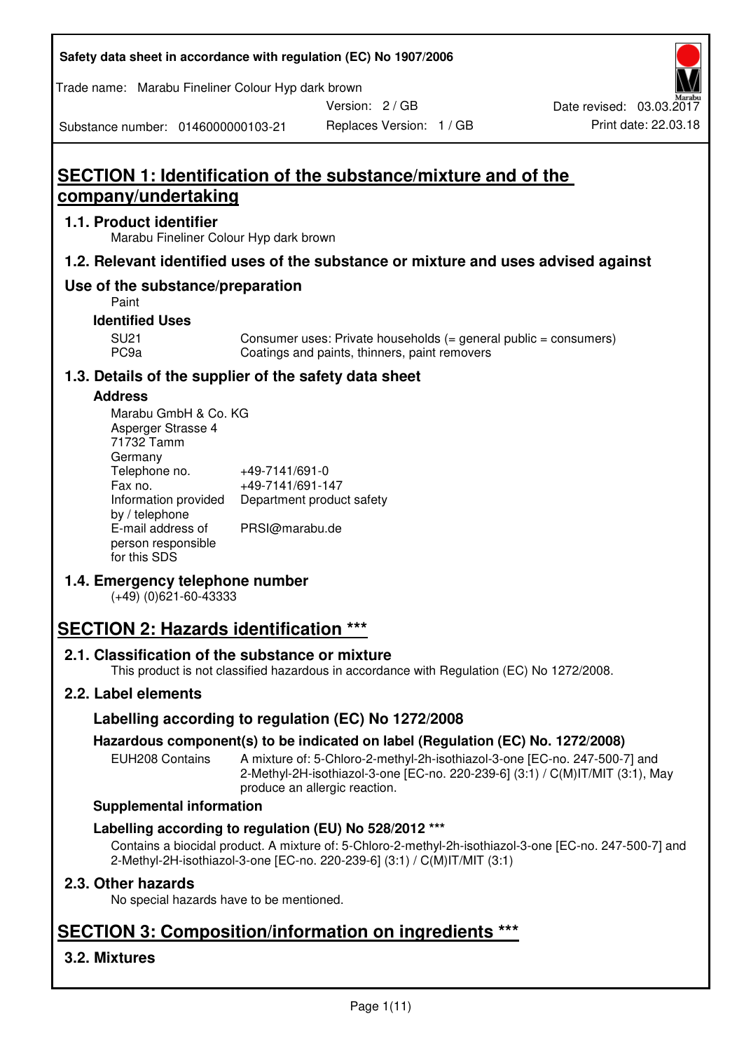Safety data sheet in accordance with regulation (EC) No 1907/2006

Trade name: Marabu Fineliner Colour Hyp dark brown

Version: 2 / GB

Date revised: 03.03.2017

Substance number: 0146000000103-21

Replaces Version: 1 / GB

Print date: 22.03.18

# SECTION 1: Identification of the substance/mixture and of the company/undertaking

## 1.1. Product identifier

Marabu Fineliner Colour Hyp dark brown

## 1.2. Relevant identified uses of the substance or mixture and uses advised against

## Use of the substance/preparation

Paint

### Identified Uses

| | |
|---|---|
| SU21 | Consumer uses: Private households (= general public = consumers) |
| PC9a | Coatings and paints, thinners, paint removers |

## 1.3. Details of the supplier of the safety data sheet

### Address

Marabu GmbH & Co. KG
Asperger Strasse 4
71732 Tamm
Germany

| | |
|---|---|
| Telephone no. | +49-7141/691-0 |
| Fax no. | +49-7141/691-147 |
| Information provided by / telephone | Department product safety |
| E-mail address of person responsible for this SDS | PRSI@marabu.de |

## 1.4. Emergency telephone number

(+49) (0)621-60-43333

# SECTION 2: Hazards identification ***

## 2.1. Classification of the substance or mixture

This product is not classified hazardous in accordance with Regulation (EC) No 1272/2008.

## 2.2. Label elements

### Labelling according to regulation (EC) No 1272/2008

#### Hazardous component(s) to be indicated on label (Regulation (EC) No. 1272/2008)

| | |
|---|---|
| EUH208 Contains | A mixture of: 5-Chloro-2-methyl-2h-isothiazol-3-one [EC-no. 247-500-7] and 2-Methyl-2H-isothiazol-3-one [EC-no. 220-239-6] (3:1) / C(M)IT/MIT (3:1), May produce an allergic reaction. |

### Supplemental information

### Labelling according to regulation (EU) No 528/2012 ***

Contains a biocidal product. A mixture of: 5-Chloro-2-methyl-2h-isothiazol-3-one [EC-no. 247-500-7] and 2-Methyl-2H-isothiazol-3-one [EC-no. 220-239-6] (3:1) / C(M)IT/MIT (3:1)

## 2.3. Other hazards

No special hazards have to be mentioned.

# SECTION 3: Composition/information on ingredients ***

## 3.2. Mixtures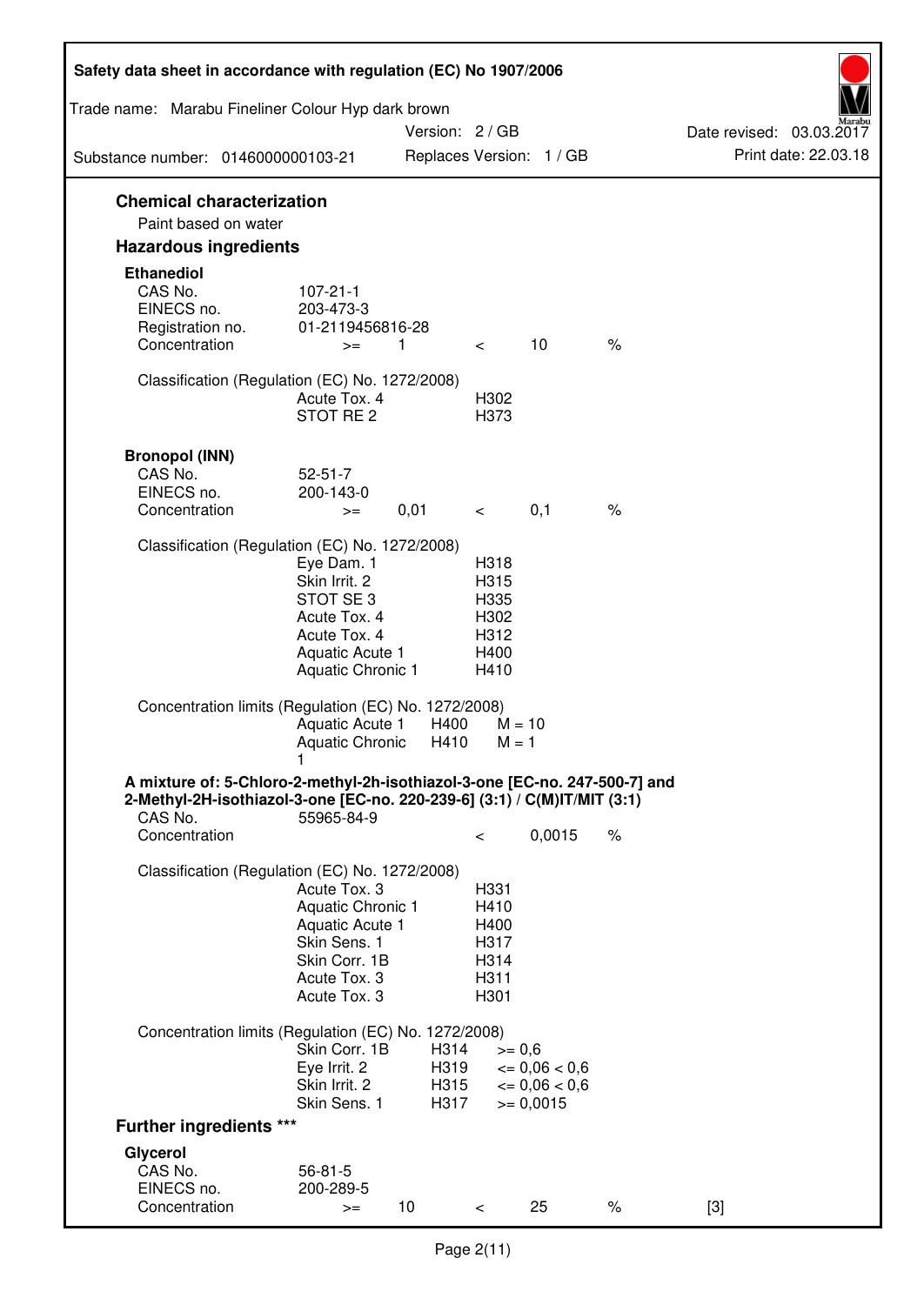## Chemical characterization

Paint based on water

## Hazardous ingredients

### Ethanediol

| | | | | | |
|---|---|---|---|---|---|
| CAS No. | 107-21-1 | | | | |
| EINECS no. | 203-473-3 | | | | |
| Registration no. | 01-2119456816-28 | | | | |
| Concentration | >= | 1 | < | 10 | % |

Classification (Regulation (EC) No. 1272/2008)

| | |
|---|---|
| Acute Tox. 4 | H302 |
| STOT RE 2 | H373 |

### Bronopol (INN)

| | | | | | |
|---|---|---|---|---|---|
| CAS No. | 52-51-7 | | | | |
| EINECS no. | 200-143-0 | | | | |
| Concentration | >= | 0,01 | < | 0,1 | % |

Classification (Regulation (EC) No. 1272/2008)

| | |
|---|---|
| Eye Dam. 1 | H318 |
| Skin Irrit. 2 | H315 |
| STOT SE 3 | H335 |
| Acute Tox. 4 | H302 |
| Acute Tox. 4 | H312 |
| Aquatic Acute 1 | H400 |
| Aquatic Chronic 1 | H410 |

Concentration limits (Regulation (EC) No. 1272/2008)

| | | |
|---|---|---|
| Aquatic Acute 1 | H400 | M = 10 |
| Aquatic Chronic 1 | H410 | M = 1 |

### A mixture of: 5-Chloro-2-methyl-2h-isothiazol-3-one [EC-no. 247-500-7] and 2-Methyl-2H-isothiazol-3-one [EC-no. 220-239-6] (3:1) / C(M)IT/MIT (3:1)

| | | | |
|---|---|---|---|
| CAS No. | 55965-84-9 | | |
| Concentration | < | 0,0015 | % |

Classification (Regulation (EC) No. 1272/2008)

| | |
|---|---|
| Acute Tox. 3 | H331 |
| Aquatic Chronic 1 | H410 |
| Aquatic Acute 1 | H400 |
| Skin Sens. 1 | H317 |
| Skin Corr. 1B | H314 |
| Acute Tox. 3 | H311 |
| Acute Tox. 3 | H301 |

Concentration limits (Regulation (EC) No. 1272/2008)

| | | |
|---|---|---|
| Skin Corr. 1B | H314 | >= 0,6 |
| Eye Irrit. 2 | H319 | <= 0,06 < 0,6 |
| Skin Irrit. 2 | H315 | <= 0,06 < 0,6 |
| Skin Sens. 1 | H317 | >= 0,0015 |

## Further ingredients ***

### Glycerol

| | | | | | | |
|---|---|---|---|---|---|---|
| CAS No. | 56-81-5 | | | | | |
| EINECS no. | 200-289-5 | | | | | |
| Concentration | >= | 10 | < | 25 | % | [3] |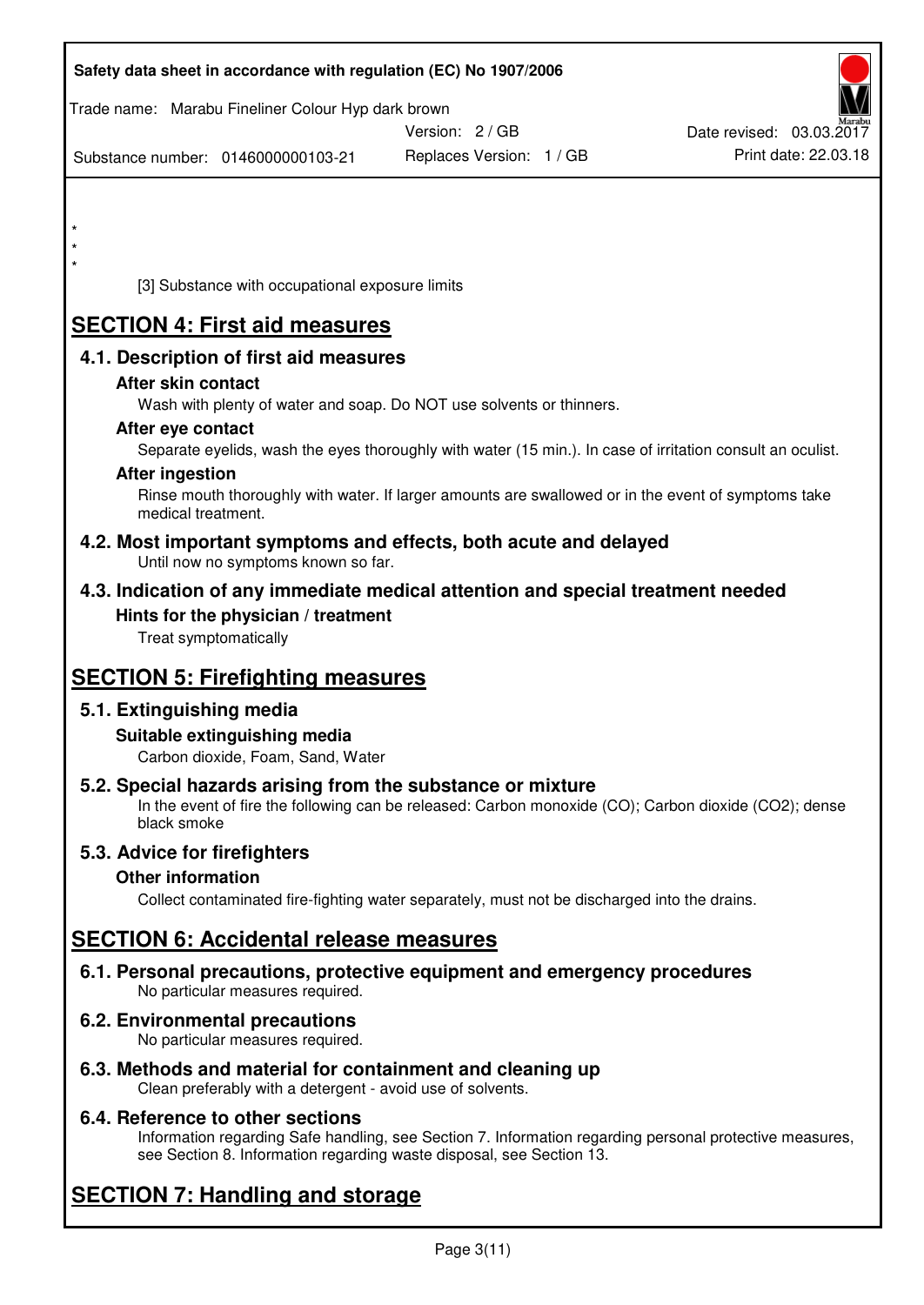*
*
*

[3] Substance with occupational exposure limits

# SECTION 4: First aid measures

## 4.1. Description of first aid measures

### After skin contact

Wash with plenty of water and soap. Do NOT use solvents or thinners.

### After eye contact

Separate eyelids, wash the eyes thoroughly with water (15 min.). In case of irritation consult an oculist.

### After ingestion

Rinse mouth thoroughly with water. If larger amounts are swallowed or in the event of symptoms take medical treatment.

## 4.2. Most important symptoms and effects, both acute and delayed

Until now no symptoms known so far.

## 4.3. Indication of any immediate medical attention and special treatment needed

### Hints for the physician / treatment

Treat symptomatically

# SECTION 5: Firefighting measures

## 5.1. Extinguishing media

### Suitable extinguishing media

Carbon dioxide, Foam, Sand, Water

## 5.2. Special hazards arising from the substance or mixture

In the event of fire the following can be released: Carbon monoxide (CO); Carbon dioxide ($CO_2$); dense black smoke

## 5.3. Advice for firefighters

### Other information

Collect contaminated fire-fighting water separately, must not be discharged into the drains.

# SECTION 6: Accidental release measures

## 6.1. Personal precautions, protective equipment and emergency procedures

No particular measures required.

## 6.2. Environmental precautions

No particular measures required.

## 6.3. Methods and material for containment and cleaning up

Clean preferably with a detergent - avoid use of solvents.

## 6.4. Reference to other sections

Information regarding Safe handling, see Section 7. Information regarding personal protective measures, see Section 8. Information regarding waste disposal, see Section 13.

# SECTION 7: Handling and storage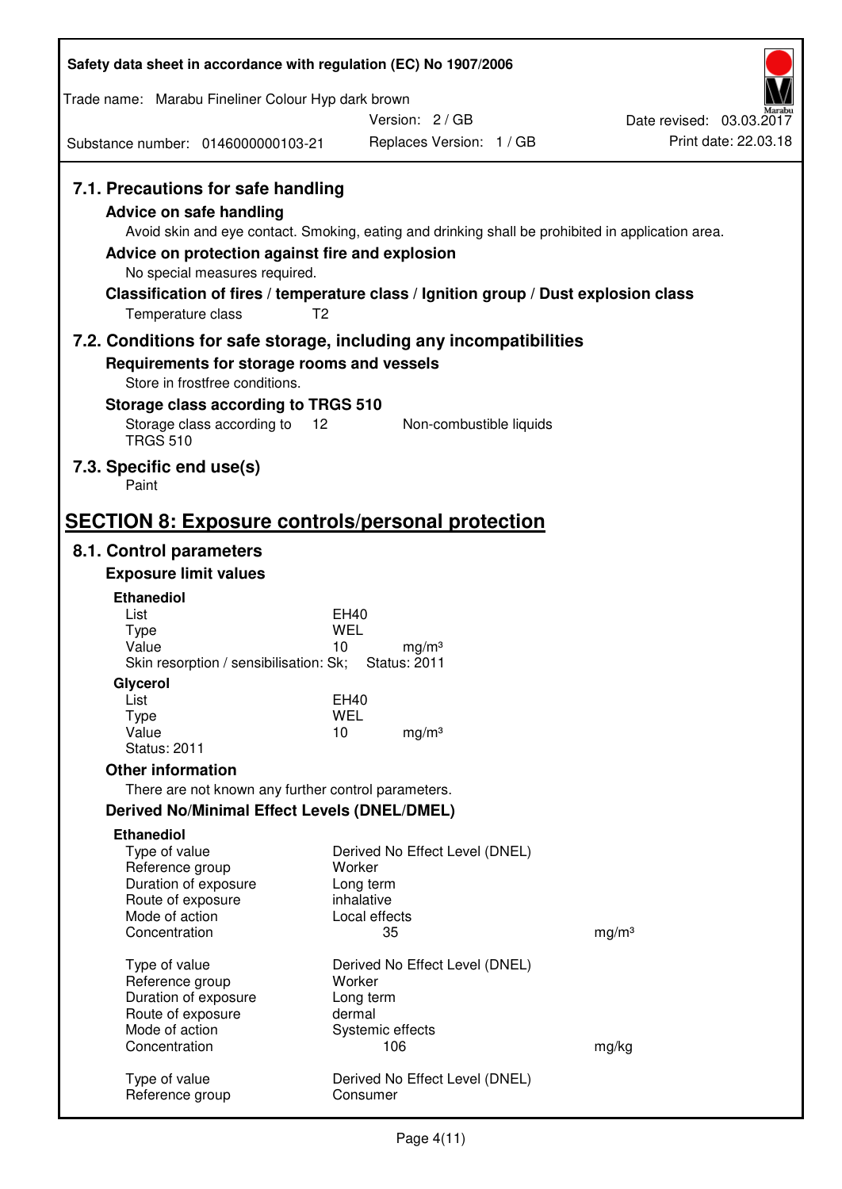### 7.1. Precautions for safe handling

**Advice on safe handling**

Avoid skin and eye contact. Smoking, eating and drinking shall be prohibited in application area.

**Advice on protection against fire and explosion**

No special measures required.

**Classification of fires / temperature class / Ignition group / Dust explosion class**

Temperature class T2

### 7.2. Conditions for safe storage, including any incompatibilities

**Requirements for storage rooms and vessels**

Store in frostfree conditions.

**Storage class according to TRGS 510**

| | | |
|---|---|---|
| Storage class according to TRGS 510 | 12 | Non-combustible liquids |

### 7.3. Specific end use(s)

Paint

## SECTION 8: Exposure controls/personal protection

### 8.1. Control parameters

**Exposure limit values**

**Ethanediol**

| | | |
|---|---|---|
| List | EH40 | |
| Type | WEL | |
| Value | 10 | mg/m³ |

Skin resorption / sensibilisation: Sk; Status: 2011

**Glycerol**

| | | |
|---|---|---|
| List | EH40 | |
| Type | WEL | |
| Value | 10 | mg/m³ |

Status: 2011

**Other information**

There are not known any further control parameters.

**Derived No/Minimal Effect Levels (DNEL/DMEL)**

**Ethanediol**

| | | |
|---|---|---|
| Type of value | Derived No Effect Level (DNEL) | |
| Reference group | Worker | |
| Duration of exposure | Long term | |
| Route of exposure | inhalative | |
| Mode of action | Local effects | |
| Concentration | 35 | mg/m³ |

| | | |
|---|---|---|
| Type of value | Derived No Effect Level (DNEL) | |
| Reference group | Worker | |
| Duration of exposure | Long term | |
| Route of exposure | dermal | |
| Mode of action | Systemic effects | |
| Concentration | 106 | mg/kg |

| | |
|---|---|
| Type of value | Derived No Effect Level (DNEL) |
| Reference group | Consumer |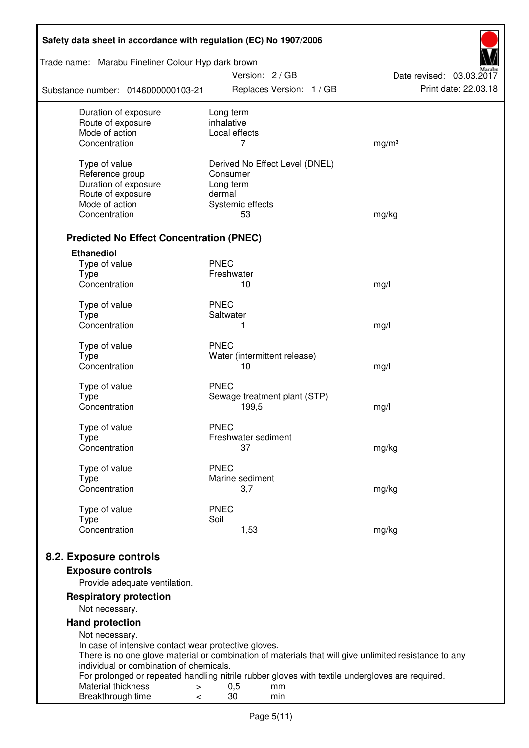| | | |
|---|---|---|
| Duration of exposure | Long term | |
| Route of exposure | inhalative | |
| Mode of action | Local effects | |
| Concentration | 7 | mg/m³ |
| | | |
| Type of value | Derived No Effect Level (DNEL) | |
| Reference group | Consumer | |
| Duration of exposure | Long term | |
| Route of exposure | dermal | |
| Mode of action | Systemic effects | |
| Concentration | 53 | mg/kg |

### Predicted No Effect Concentration (PNEC)

**Ethanediol**

| | | |
|---|---|---|
| Type of value | PNEC | |
| Type | Freshwater | |
| Concentration | 10 | mg/l |
| | | |
| Type of value | PNEC | |
| Type | Saltwater | |
| Concentration | 1 | mg/l |
| | | |
| Type of value | PNEC | |
| Type | Water (intermittent release) | |
| Concentration | 10 | mg/l |
| | | |
| Type of value | PNEC | |
| Type | Sewage treatment plant (STP) | |
| Concentration | 199,5 | mg/l |
| | | |
| Type of value | PNEC | |
| Type | Freshwater sediment | |
| Concentration | 37 | mg/kg |
| | | |
| Type of value | PNEC | |
| Type | Marine sediment | |
| Concentration | 3,7 | mg/kg |
| | | |
| Type of value | PNEC | |
| Type | Soil | |
| Concentration | 1,53 | mg/kg |

## 8.2. Exposure controls

### Exposure controls

Provide adequate ventilation.

### Respiratory protection

Not necessary.

### Hand protection

Not necessary.
In case of intensive contact wear protective gloves.
There is no one glove material or combination of materials that will give unlimited resistance to any individual or combination of chemicals.
For prolonged or repeated handling nitrile rubber gloves with textile undergloves are required.

| | | | |
|---|---|---|---|
| Material thickness | > | 0,5 | mm |
| Breakthrough time | < | 30 | min |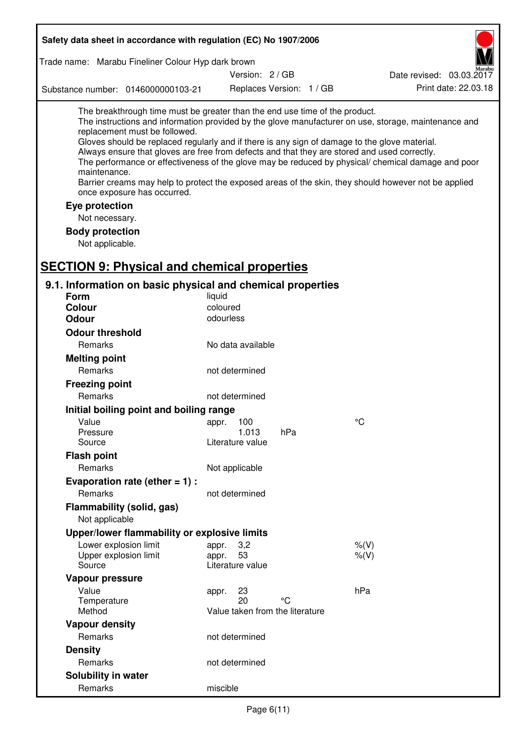The breakthrough time must be greater than the end use time of the product.
The instructions and information provided by the glove manufacturer on use, storage, maintenance and replacement must be followed.
Gloves should be replaced regularly and if there is any sign of damage to the glove material.
Always ensure that gloves are free from defects and that they are stored and used correctly.
The performance or effectiveness of the glove may be reduced by physical/ chemical damage and poor maintenance.
Barrier creams may help to protect the exposed areas of the skin, they should however not be applied once exposure has occurred.

**Eye protection**

Not necessary.

**Body protection**

Not applicable.

## SECTION 9: Physical and chemical properties

### 9.1. Information on basic physical and chemical properties

| | | |
|---|---|---|
| **Form** | liquid | |
| **Colour** | coloured | |
| **Odour** | odourless | |

**Odour threshold**

| | | |
|---|---|---|
| Remarks | No data available | |

**Melting point**

| | | |
|---|---|---|
| Remarks | not determined | |

**Freezing point**

| | | |
|---|---|---|
| Remarks | not determined | |

**Initial boiling point and boiling range**

| | | |
|---|---|---|
| Value | appr. 100 | °C |
| Pressure | 1.013 hPa | |
| Source | Literature value | |

**Flash point**

| | | |
|---|---|---|
| Remarks | Not applicable | |

**Evaporation rate (ether = 1) :**

| | | |
|---|---|---|
| Remarks | not determined | |

**Flammability (solid, gas)**

Not applicable

**Upper/lower flammability or explosive limits**

| | | |
|---|---|---|
| Lower explosion limit | appr. 3,2 | %(V) |
| Upper explosion limit | appr. 53 | %(V) |
| Source | Literature value | |

**Vapour pressure**

| | | |
|---|---|---|
| Value | appr. 23 | hPa |
| Temperature | 20 °C | |
| Method | Value taken from the literature | |

**Vapour density**

| | | |
|---|---|---|
| Remarks | not determined | |

**Density**

| | | |
|---|---|---|
| Remarks | not determined | |

**Solubility in water**

| | | |
|---|---|---|
| Remarks | miscible | |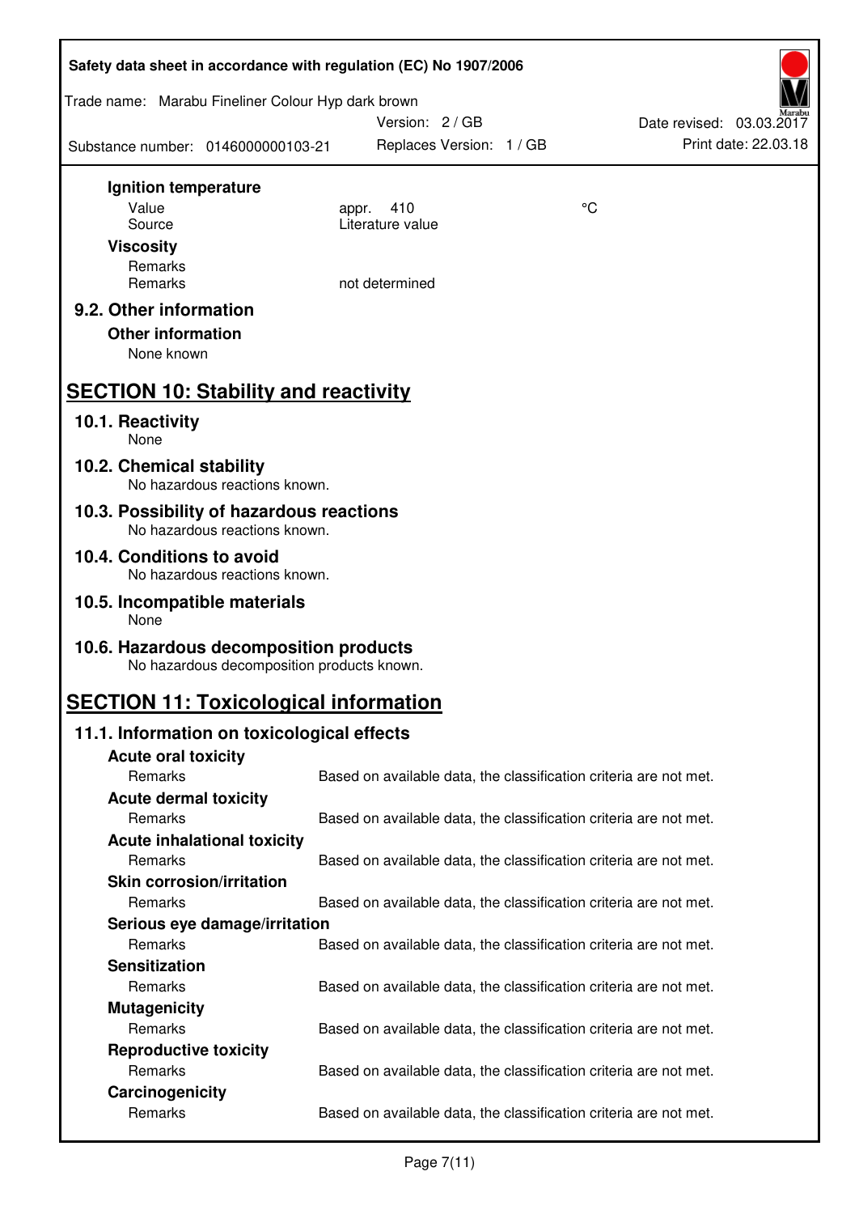**Ignition temperature**

| | | |
|---|---|---|
| Value | appr. 410 | °C |
| Source | Literature value | |

**Viscosity**

| | |
|---|---|
| Remarks | |
| Remarks | not determined |

### 9.2. Other information

**Other information**

None known

## SECTION 10: Stability and reactivity

### 10.1. Reactivity

None

### 10.2. Chemical stability

No hazardous reactions known.

### 10.3. Possibility of hazardous reactions

No hazardous reactions known.

### 10.4. Conditions to avoid

No hazardous reactions known.

### 10.5. Incompatible materials

None

### 10.6. Hazardous decomposition products

No hazardous decomposition products known.

## SECTION 11: Toxicological information

### 11.1. Information on toxicological effects

**Acute oral toxicity**

| | |
|---|---|
| Remarks | Based on available data, the classification criteria are not met. |

**Acute dermal toxicity**

| | |
|---|---|
| Remarks | Based on available data, the classification criteria are not met. |

**Acute inhalational toxicity**

| | |
|---|---|
| Remarks | Based on available data, the classification criteria are not met. |

**Skin corrosion/irritation**

| | |
|---|---|
| Remarks | Based on available data, the classification criteria are not met. |

**Serious eye damage/irritation**

| | |
|---|---|
| Remarks | Based on available data, the classification criteria are not met. |

**Sensitization**

| | |
|---|---|
| Remarks | Based on available data, the classification criteria are not met. |

**Mutagenicity**

| | |
|---|---|
| Remarks | Based on available data, the classification criteria are not met. |

**Reproductive toxicity**

| | |
|---|---|
| Remarks | Based on available data, the classification criteria are not met. |

**Carcinogenicity**

| | |
|---|---|
| Remarks | Based on available data, the classification criteria are not met. |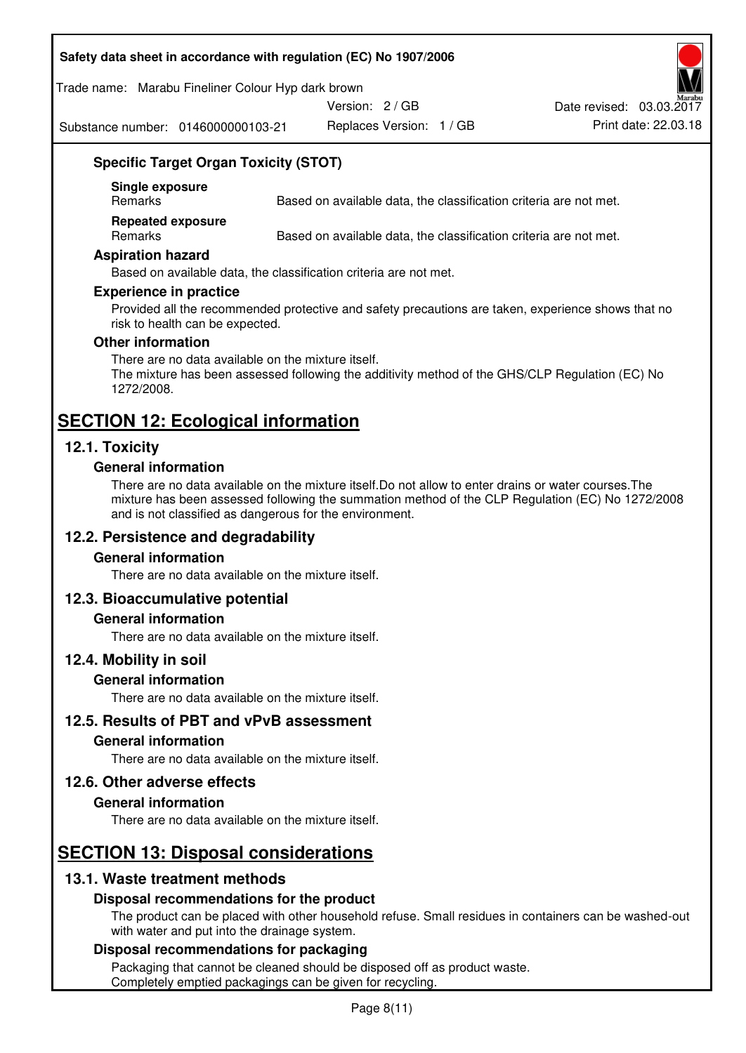### Specific Target Organ Toxicity (STOT)

**Single exposure**

| | |
|---|---|
| Remarks | Based on available data, the classification criteria are not met. |

**Repeated exposure**

| | |
|---|---|
| Remarks | Based on available data, the classification criteria are not met. |

### Aspiration hazard

Based on available data, the classification criteria are not met.

### Experience in practice

Provided all the recommended protective and safety precautions are taken, experience shows that no risk to health can be expected.

### Other information

There are no data available on the mixture itself.
The mixture has been assessed following the additivity method of the GHS/CLP Regulation (EC) No 1272/2008.

# SECTION 12: Ecological information

## 12.1. Toxicity

### General information

There are no data available on the mixture itself.Do not allow to enter drains or water courses.The mixture has been assessed following the summation method of the CLP Regulation (EC) No 1272/2008 and is not classified as dangerous for the environment.

## 12.2. Persistence and degradability

### General information

There are no data available on the mixture itself.

## 12.3. Bioaccumulative potential

### General information

There are no data available on the mixture itself.

## 12.4. Mobility in soil

### General information

There are no data available on the mixture itself.

## 12.5. Results of PBT and vPvB assessment

### General information

There are no data available on the mixture itself.

## 12.6. Other adverse effects

### General information

There are no data available on the mixture itself.

# SECTION 13: Disposal considerations

## 13.1. Waste treatment methods

### Disposal recommendations for the product

The product can be placed with other household refuse. Small residues in containers can be washed-out with water and put into the drainage system.

### Disposal recommendations for packaging

Packaging that cannot be cleaned should be disposed off as product waste.
Completely emptied packagings can be given for recycling.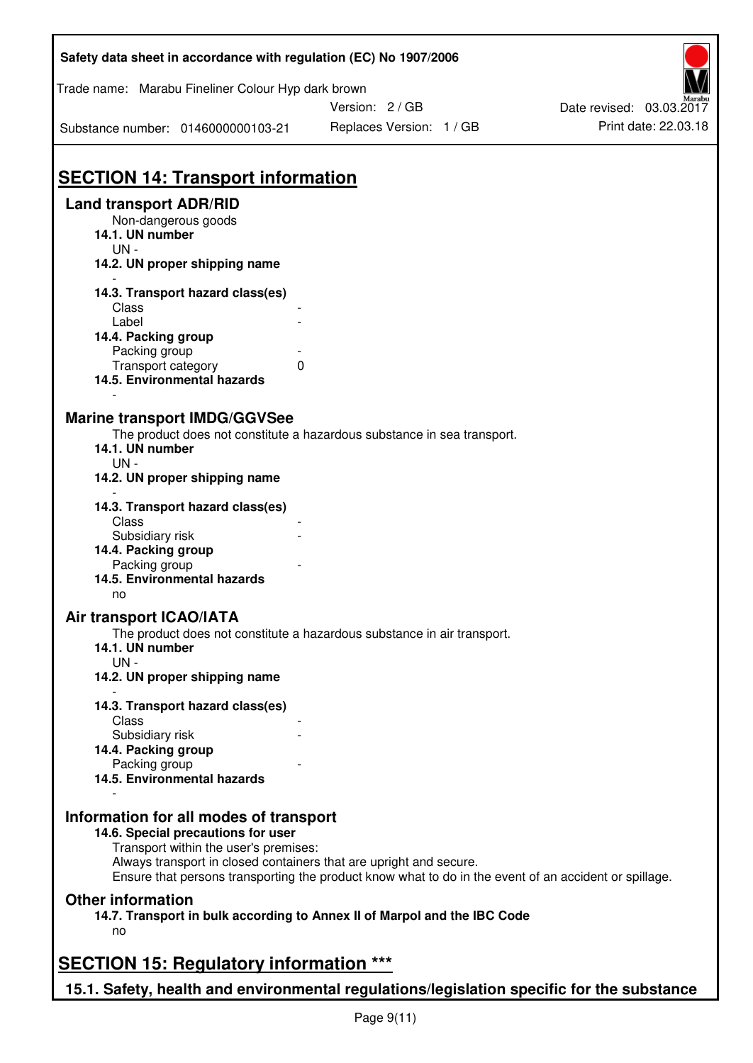# SECTION 14: Transport information

## Land transport ADR/RID

Non-dangerous goods

**14.1. UN number**

UN -

**14.2. UN proper shipping name**

-

**14.3. Transport hazard class(es)**

| | |
|---|---|
| Class | - |
| Label | - |

**14.4. Packing group**

| | |
|---|---|
| Packing group | - |
| Transport category | 0 |

**14.5. Environmental hazards**

-

## Marine transport IMDG/GGVSee

The product does not constitute a hazardous substance in sea transport.

**14.1. UN number**

UN -

**14.2. UN proper shipping name**

-

**14.3. Transport hazard class(es)**

| | |
|---|---|
| Class | - |
| Subsidiary risk | - |

**14.4. Packing group**

| | |
|---|---|
| Packing group | - |

**14.5. Environmental hazards**

no

## Air transport ICAO/IATA

The product does not constitute a hazardous substance in air transport.

**14.1. UN number**

UN -

**14.2. UN proper shipping name**

-

**14.3. Transport hazard class(es)**

| | |
|---|---|
| Class | - |
| Subsidiary risk | - |

**14.4. Packing group**

| | |
|---|---|
| Packing group | - |

**14.5. Environmental hazards**

-

## Information for all modes of transport

**14.6. Special precautions for user**

Transport within the user's premises:
Always transport in closed containers that are upright and secure.
Ensure that persons transporting the product know what to do in the event of an accident or spillage.

## Other information

**14.7. Transport in bulk according to Annex II of Marpol and the IBC Code**

no

# SECTION 15: Regulatory information ***

## 15.1. Safety, health and environmental regulations/legislation specific for the substance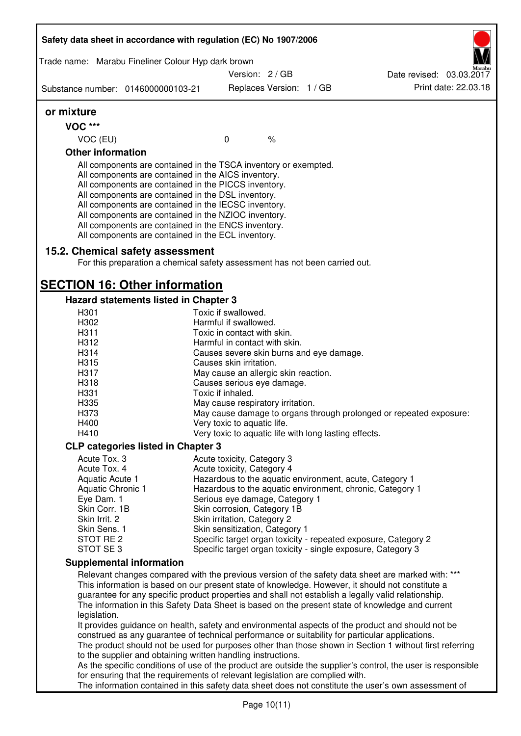**or mixture**

**VOC \*\*\***

| VOC (EU) | 0 | % |
|---|---|---|

**Other information**

All components are contained in the TSCA inventory or exempted.
All components are contained in the AICS inventory.
All components are contained in the PICCS inventory.
All components are contained in the DSL inventory.
All components are contained in the IECSC inventory.
All components are contained in the NZIOC inventory.
All components are contained in the ENCS inventory.
All components are contained in the ECL inventory.

### 15.2. Chemical safety assessment

For this preparation a chemical safety assessment has not been carried out.

## SECTION 16: Other information

### Hazard statements listed in Chapter 3

| | |
|---|---|
| H301 | Toxic if swallowed. |
| H302 | Harmful if swallowed. |
| H311 | Toxic in contact with skin. |
| H312 | Harmful in contact with skin. |
| H314 | Causes severe skin burns and eye damage. |
| H315 | Causes skin irritation. |
| H317 | May cause an allergic skin reaction. |
| H318 | Causes serious eye damage. |
| H331 | Toxic if inhaled. |
| H335 | May cause respiratory irritation. |
| H373 | May cause damage to organs through prolonged or repeated exposure: |
| H400 | Very toxic to aquatic life. |
| H410 | Very toxic to aquatic life with long lasting effects. |

### CLP categories listed in Chapter 3

| | |
|---|---|
| Acute Tox. 3 | Acute toxicity, Category 3 |
| Acute Tox. 4 | Acute toxicity, Category 4 |
| Aquatic Acute 1 | Hazardous to the aquatic environment, acute, Category 1 |
| Aquatic Chronic 1 | Hazardous to the aquatic environment, chronic, Category 1 |
| Eye Dam. 1 | Serious eye damage, Category 1 |
| Skin Corr. 1B | Skin corrosion, Category 1B |
| Skin Irrit. 2 | Skin irritation, Category 2 |
| Skin Sens. 1 | Skin sensitization, Category 1 |
| STOT RE 2 | Specific target organ toxicity - repeated exposure, Category 2 |
| STOT SE 3 | Specific target organ toxicity - single exposure, Category 3 |

### Supplemental information

Relevant changes compared with the previous version of the safety data sheet are marked with: \*\*\*
This information is based on our present state of knowledge. However, it should not constitute a guarantee for any specific product properties and shall not establish a legally valid relationship.
The information in this Safety Data Sheet is based on the present state of knowledge and current legislation.
It provides guidance on health, safety and environmental aspects of the product and should not be construed as any guarantee of technical performance or suitability for particular applications.
The product should not be used for purposes other than those shown in Section 1 without first referring to the supplier and obtaining written handling instructions.
As the specific conditions of use of the product are outside the supplier's control, the user is responsible for ensuring that the requirements of relevant legislation are complied with.
The information contained in this safety data sheet does not constitute the user's own assessment of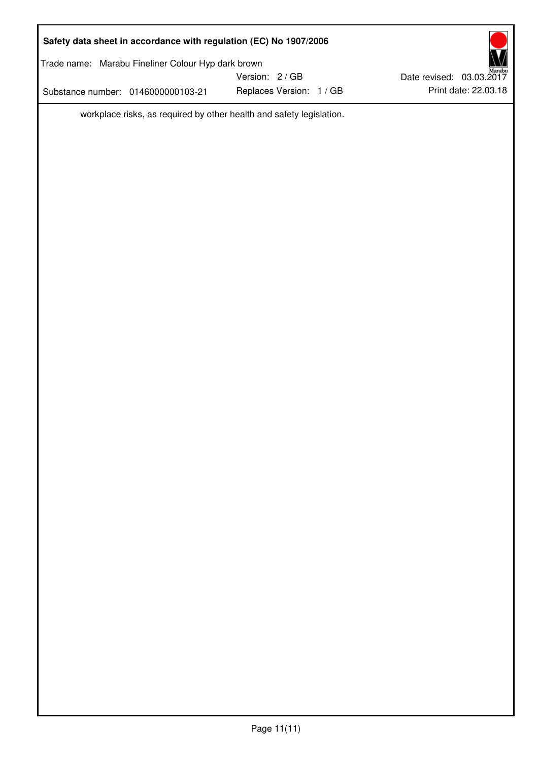workplace risks, as required by other health and safety legislation.